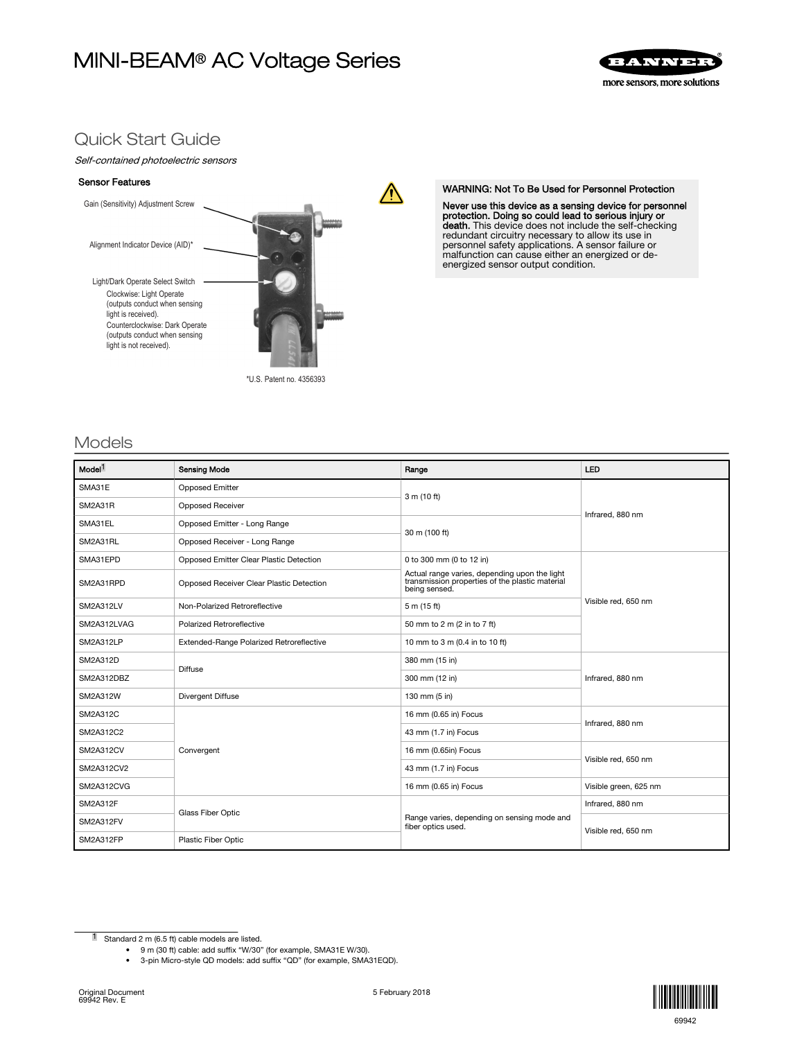# MINI-BEAM® AC Voltage Series

## Quick Start Guide

*Self-contained photoelectric sensors*

### Sensor Features

- Gain (Sensitivity) Adjustment Screw
- Alignment Indicator Device (AID)*
- Light/Dark Operate Select Switch
  - Clockwise: Light Operate (outputs conduct when sensing light is received).
  - Counterclockwise: Dark Operate (outputs conduct when sensing light is not received).

*U.S. Patent no. 4356393

**WARNING: Not To Be Used for Personnel Protection**

**Never use this device as a sensing device for personnel protection. Doing so could lead to serious injury or death.** This device does not include the self-checking redundant circuitry necessary to allow its use in personnel safety applications. A sensor failure or malfunction can cause either an energized or de-energized sensor output condition.

## Models

| Model[1] | Sensing Mode | Range | LED |
|---|---|---|---|
| SMA31E | Opposed Emitter | 3 m (10 ft) | Infrared, 880 nm |
| SM2A31R | Opposed Receiver | | |
| SMA31EL | Opposed Emitter - Long Range | 30 m (100 ft) | |
| SM2A31RL | Opposed Receiver - Long Range | | |
| SMA31EPD | Opposed Emitter Clear Plastic Detection | 0 to 300 mm (0 to 12 in) | Visible red, 650 nm |
| SM2A31RPD | Opposed Receiver Clear Plastic Detection | Actual range varies, depending upon the light transmission properties of the plastic material being sensed. | |
| SM2A312LV | Non-Polarized Retroreflective | 5 m (15 ft) | |
| SM2A312LVAG | Polarized Retroreflective | 50 mm to 2 m (2 in to 7 ft) | |
| SM2A312LP | Extended-Range Polarized Retroreflective | 10 mm to 3 m (0.4 in to 10 ft) | |
| SM2A312D | Diffuse | 380 mm (15 in) | Infrared, 880 nm |
| SM2A312DBZ | | 300 mm (12 in) | |
| SM2A312W | Divergent Diffuse | 130 mm (5 in) | |
| SM2A312C | Convergent | 16 mm (0.65 in) Focus | Infrared, 880 nm |
| SM2A312C2 | | 43 mm (1.7 in) Focus | |
| SM2A312CV | | 16 mm (0.65in) Focus | Visible red, 650 nm |
| SM2A312CV2 | | 43 mm (1.7 in) Focus | |
| SM2A312CVG | | 16 mm (0.65 in) Focus | Visible green, 625 nm |
| SM2A312F | Glass Fiber Optic | Range varies, depending on sensing mode and fiber optics used. | Infrared, 880 nm |
| SM2A312FV | | | Visible red, 650 nm |
| SM2A312FP | Plastic Fiber Optic | | |

[1] Standard 2 m (6.5 ft) cable models are listed.
- 9 m (30 ft) cable: add suffix "W/30" (for example, SMA31E W/30).
- 3-pin Micro-style QD models: add suffix "QD" (for example, SMA31EQD).

Original Document
69942 Rev. E

5 February 2018

69942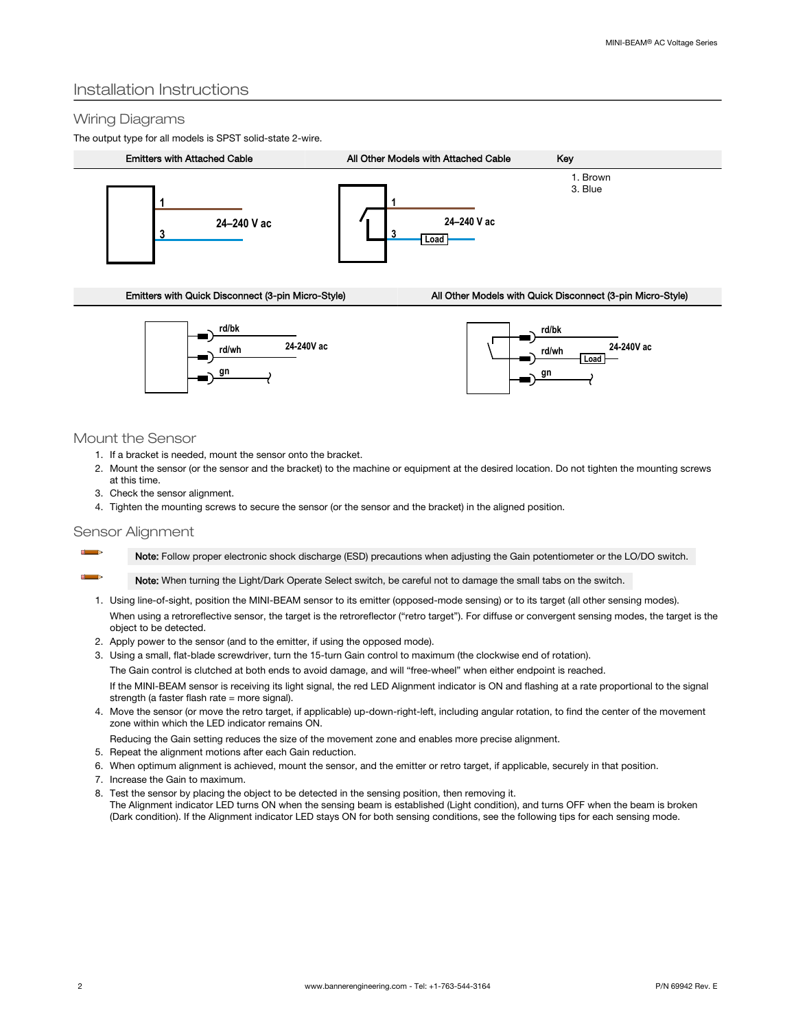## Installation Instructions

### Wiring Diagrams

The output type for all models is SPST solid-state 2-wire.

| Emitters with Attached Cable | All Other Models with Attached Cable | Key |
| --- | --- | --- |
| 1, 3 — 24–240 V ac | 1, 3 — Load — 24–240 V ac | 1. Brown<br>3. Blue |

| Emitters with Quick Disconnect (3-pin Micro-Style) | All Other Models with Quick Disconnect (3-pin Micro-Style) |
| --- | --- |
| rd/bk, rd/wh — 24-240V ac; gn | rd/bk, rd/wh — Load — 24-240V ac; gn |

### Mount the Sensor

1. If a bracket is needed, mount the sensor onto the bracket.
2. Mount the sensor (or the sensor and the bracket) to the machine or equipment at the desired location. Do not tighten the mounting screws at this time.
3. Check the sensor alignment.
4. Tighten the mounting screws to secure the sensor (or the sensor and the bracket) in the aligned position.

### Sensor Alignment

**Note:** Follow proper electronic shock discharge (ESD) precautions when adjusting the Gain potentiometer or the LO/DO switch.

**Note:** When turning the Light/Dark Operate Select switch, be careful not to damage the small tabs on the switch.

1. Using line-of-sight, position the MINI-BEAM sensor to its emitter (opposed-mode sensing) or to its target (all other sensing modes).

   When using a retroreflective sensor, the target is the retroreflector ("retro target"). For diffuse or convergent sensing modes, the target is the object to be detected.
2. Apply power to the sensor (and to the emitter, if using the opposed mode).
3. Using a small, flat-blade screwdriver, turn the 15-turn Gain control to maximum (the clockwise end of rotation).

   The Gain control is clutched at both ends to avoid damage, and will "free-wheel" when either endpoint is reached.

   If the MINI-BEAM sensor is receiving its light signal, the red LED Alignment indicator is ON and flashing at a rate proportional to the signal strength (a faster flash rate = more signal).
4. Move the sensor (or move the retro target, if applicable) up-down-right-left, including angular rotation, to find the center of the movement zone within which the LED indicator remains ON.

   Reducing the Gain setting reduces the size of the movement zone and enables more precise alignment.
5. Repeat the alignment motions after each Gain reduction.
6. When optimum alignment is achieved, mount the sensor, and the emitter or retro target, if applicable, securely in that position.
7. Increase the Gain to maximum.
8. Test the sensor by placing the object to be detected in the sensing position, then removing it.
   The Alignment indicator LED turns ON when the sensing beam is established (Light condition), and turns OFF when the beam is broken (Dark condition). If the Alignment indicator LED stays ON for both sensing conditions, see the following tips for each sensing mode.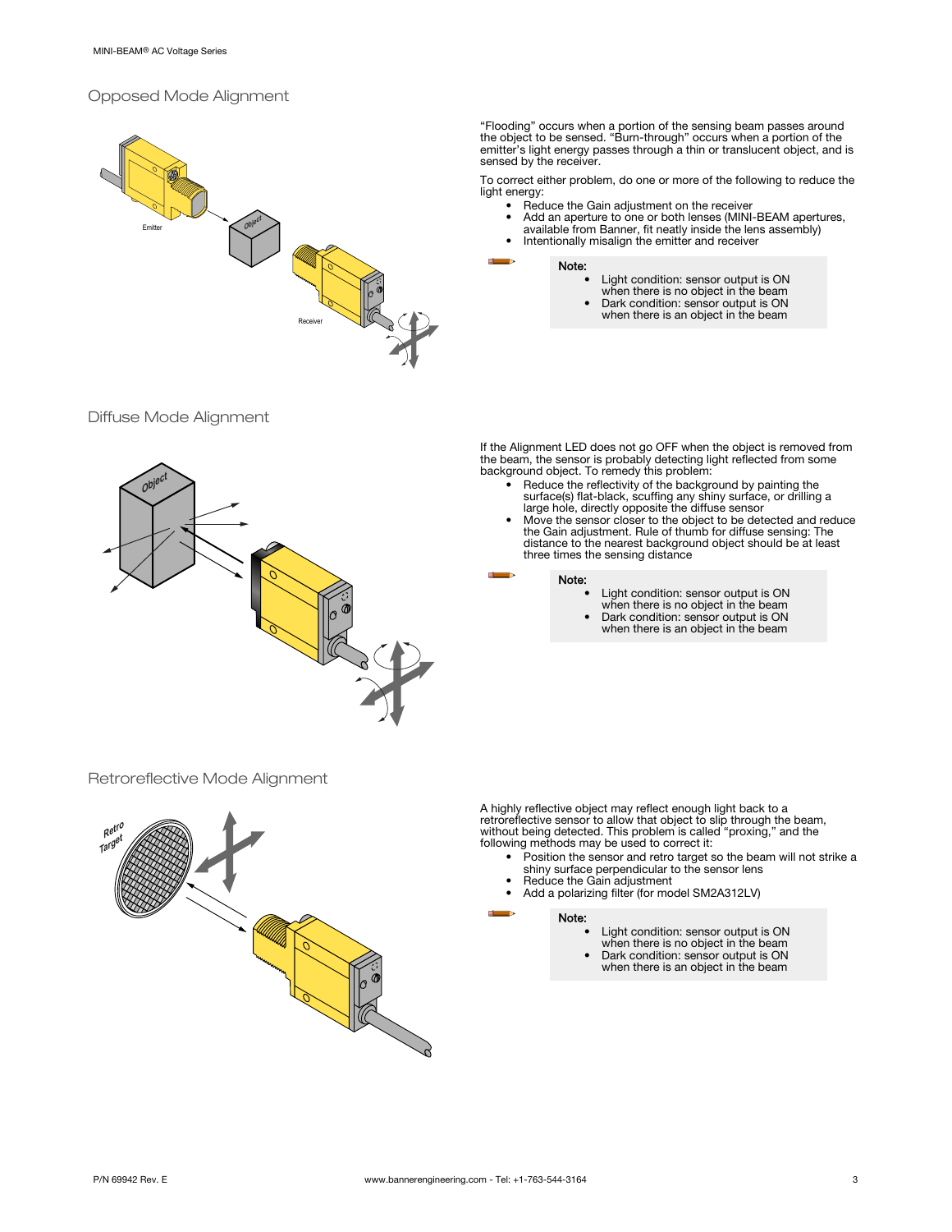## Opposed Mode Alignment

"Flooding" occurs when a portion of the sensing beam passes around the object to be sensed. "Burn-through" occurs when a portion of the emitter's light energy passes through a thin or translucent object, and is sensed by the receiver.

To correct either problem, do one or more of the following to reduce the light energy:

- Reduce the Gain adjustment on the receiver
- Add an aperture to one or both lenses (MINI-BEAM apertures, available from Banner, fit neatly inside the lens assembly)
- Intentionally misalign the emitter and receiver

**Note:**

- Light condition: sensor output is ON when there is no object in the beam
- Dark condition: sensor output is ON when there is an object in the beam

## Diffuse Mode Alignment

If the Alignment LED does not go OFF when the object is removed from the beam, the sensor is probably detecting light reflected from some background object. To remedy this problem:

- Reduce the reflectivity of the background by painting the surface(s) flat-black, scuffing any shiny surface, or drilling a large hole, directly opposite the diffuse sensor
- Move the sensor closer to the object to be detected and reduce the Gain adjustment. Rule of thumb for diffuse sensing: The distance to the nearest background object should be at least three times the sensing distance

**Note:**

- Light condition: sensor output is ON when there is no object in the beam
- Dark condition: sensor output is ON when there is an object in the beam

## Retroreflective Mode Alignment

A highly reflective object may reflect enough light back to a retroreflective sensor to allow that object to slip through the beam, without being detected. This problem is called "proxing," and the following methods may be used to correct it:

- Position the sensor and retro target so the beam will not strike a shiny surface perpendicular to the sensor lens
- Reduce the Gain adjustment
- Add a polarizing filter (for model SM2A312LV)

**Note:**

- Light condition: sensor output is ON when there is no object in the beam
- Dark condition: sensor output is ON when there is an object in the beam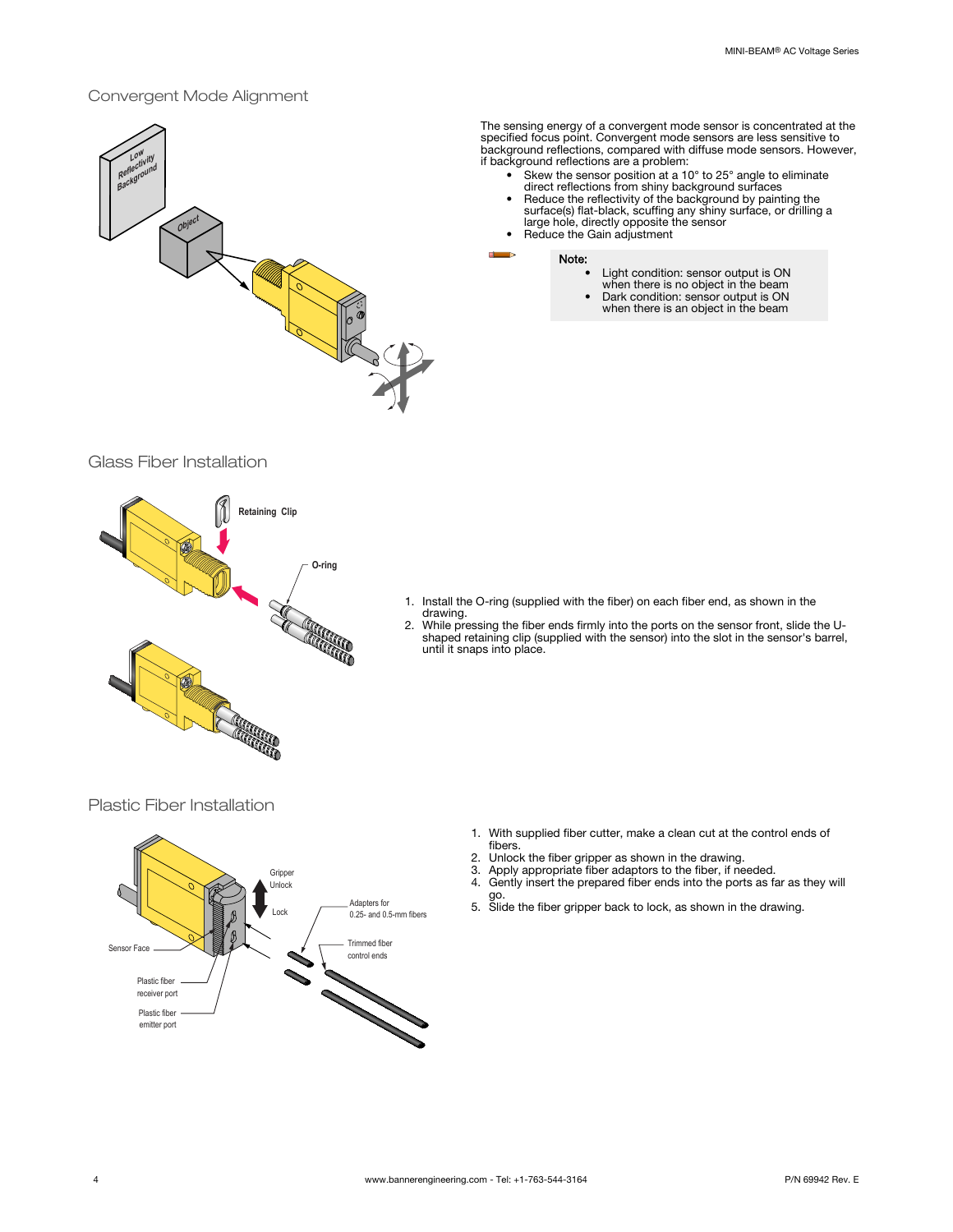## Convergent Mode Alignment

The sensing energy of a convergent mode sensor is concentrated at the specified focus point. Convergent mode sensors are less sensitive to background reflections, compared with diffuse mode sensors. However, if background reflections are a problem:

- Skew the sensor position at a 10° to 25° angle to eliminate direct reflections from shiny background surfaces
- Reduce the reflectivity of the background by painting the surface(s) flat-black, scuffing any shiny surface, or drilling a large hole, directly opposite the sensor
- Reduce the Gain adjustment

**Note:**
- Light condition: sensor output is ON when there is no object in the beam
- Dark condition: sensor output is ON when there is an object in the beam

## Glass Fiber Installation

1. Install the O-ring (supplied with the fiber) on each fiber end, as shown in the drawing.
2. While pressing the fiber ends firmly into the ports on the sensor front, slide the U-shaped retaining clip (supplied with the sensor) into the slot in the sensor's barrel, until it snaps into place.

## Plastic Fiber Installation

1. With supplied fiber cutter, make a clean cut at the control ends of fibers.
2. Unlock the fiber gripper as shown in the drawing.
3. Apply appropriate fiber adaptors to the fiber, if needed.
4. Gently insert the prepared fiber ends into the ports as far as they will go.
5. Slide the fiber gripper back to lock, as shown in the drawing.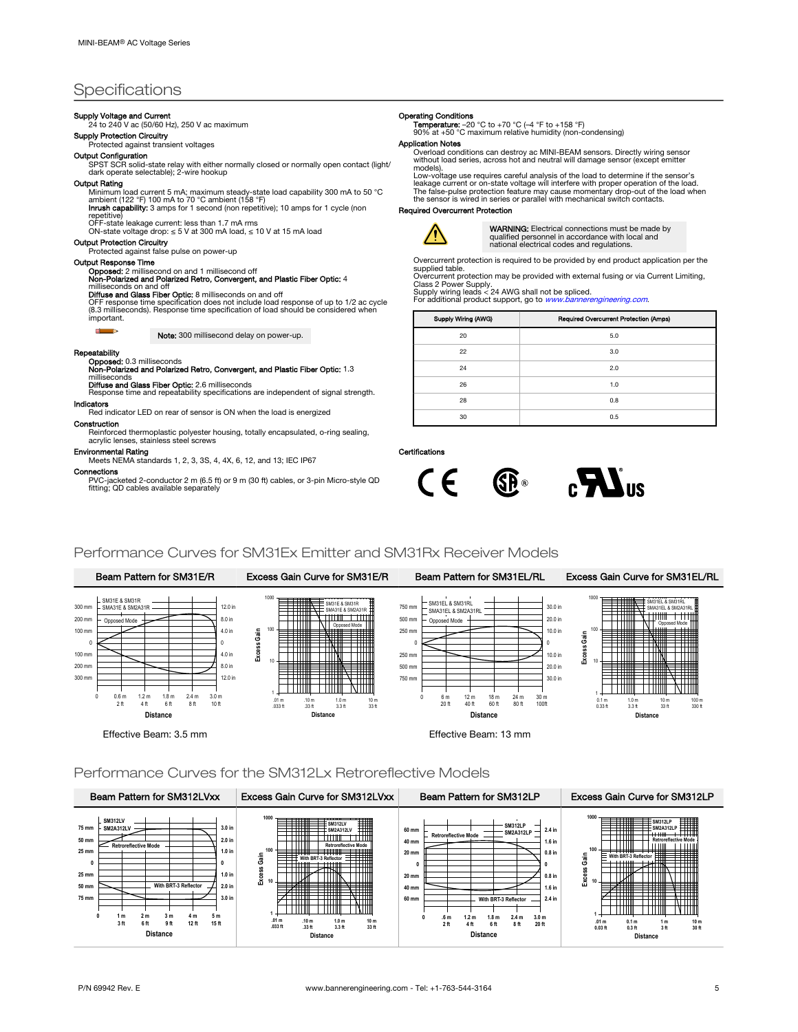# Specifications

**Supply Voltage and Current**
24 to 240 V ac (50/60 Hz), 250 V ac maximum

**Supply Protection Circuitry**
Protected against transient voltages

**Output Configuration**
SPST SCR solid-state relay with either normally closed or normally open contact (light/dark operate selectable); 2-wire hookup

**Output Rating**
Minimum load current 5 mA; maximum steady-state load capability 300 mA to 50 °C ambient (122 °F) 100 mA to 70 °C ambient (158 °F)
**Inrush capability:** 3 amps for 1 second (non repetitive); 10 amps for 1 cycle (non repetitive)
OFF-state leakage current: less than 1.7 mA rms
ON-state voltage drop: ≤ 5 V at 300 mA load, ≤ 10 V at 15 mA load

**Output Protection Circuitry**
Protected against false pulse on power-up

**Output Response Time**
**Opposed:** 2 millisecond on and 1 millisecond off
**Non-Polarized and Polarized Retro, Convergent, and Plastic Fiber Optic:** 4 milliseconds on and off
**Diffuse and Glass Fiber Optic:** 8 milliseconds on and off
OFF response time specification does not include load response of up to 1/2 ac cycle (8.3 milliseconds). Response time specification of load should be considered when important.

**Note:** 300 millisecond delay on power-up.

**Repeatability**
**Opposed:** 0.3 milliseconds
**Non-Polarized and Polarized Retro, Convergent, and Plastic Fiber Optic:** 1.3 milliseconds
**Diffuse and Glass Fiber Optic:** 2.6 milliseconds
Response time and repeatability specifications are independent of signal strength.

**Indicators**
Red indicator LED on rear of sensor is ON when the load is energized

**Construction**
Reinforced thermoplastic polyester housing, totally encapsulated, o-ring sealing, acrylic lenses, stainless steel screws

**Environmental Rating**
Meets NEMA standards 1, 2, 3, 3S, 4, 4X, 6, 12, and 13; IEC IP67

**Connections**
PVC-jacketed 2-conductor 2 m (6.5 ft) or 9 m (30 ft) cables, or 3-pin Micro-style QD fitting; QD cables available separately

**Operating Conditions**
**Temperature:** –20 °C to +70 °C (–4 °F to +158 °F)
90% at +50 °C maximum relative humidity (non-condensing)

**Application Notes**
Overload conditions can destroy ac MINI-BEAM sensors. Directly wiring sensor without load series, across hot and neutral will damage sensor (except emitter models).
Low-voltage use requires careful analysis of the load to determine if the sensor's leakage current or on-state voltage will interfere with proper operation of the load. The false-pulse protection feature may cause momentary drop-out of the load when the sensor is wired in series or parallel with mechanical switch contacts.

**Required Overcurrent Protection**

**WARNING:** Electrical connections must be made by qualified personnel in accordance with local and national electrical codes and regulations.

Overcurrent protection is required to be provided by end product application per the supplied table.
Overcurrent protection may be provided with external fusing or via Current Limiting, Class 2 Power Supply.
Supply wiring leads < 24 AWG shall not be spliced.
For additional product support, go to *www.bannerengineering.com*.

| Supply Wiring (AWG) | Required Overcurrent Protection (Amps) |
|---|---|
| 20 | 5.0 |
| 22 | 3.0 |
| 24 | 2.0 |
| 26 | 1.0 |
| 28 | 0.8 |
| 30 | 0.5 |

**Certifications**

CE, CSA, cULus

## Performance Curves for SM31Ex Emitter and SM31Rx Receiver Models

Beam Pattern for SM31E/R — Excess Gain Curve for SM31E/R — Beam Pattern for SM31EL/RL — Excess Gain Curve for SM31EL/RL

Effective Beam: 3.5 mm

Effective Beam: 13 mm

## Performance Curves for the SM312Lx Retroreflective Models

Beam Pattern for SM312LVxx — Excess Gain Curve for SM312LVxx — Beam Pattern for SM312LP — Excess Gain Curve for SM312LP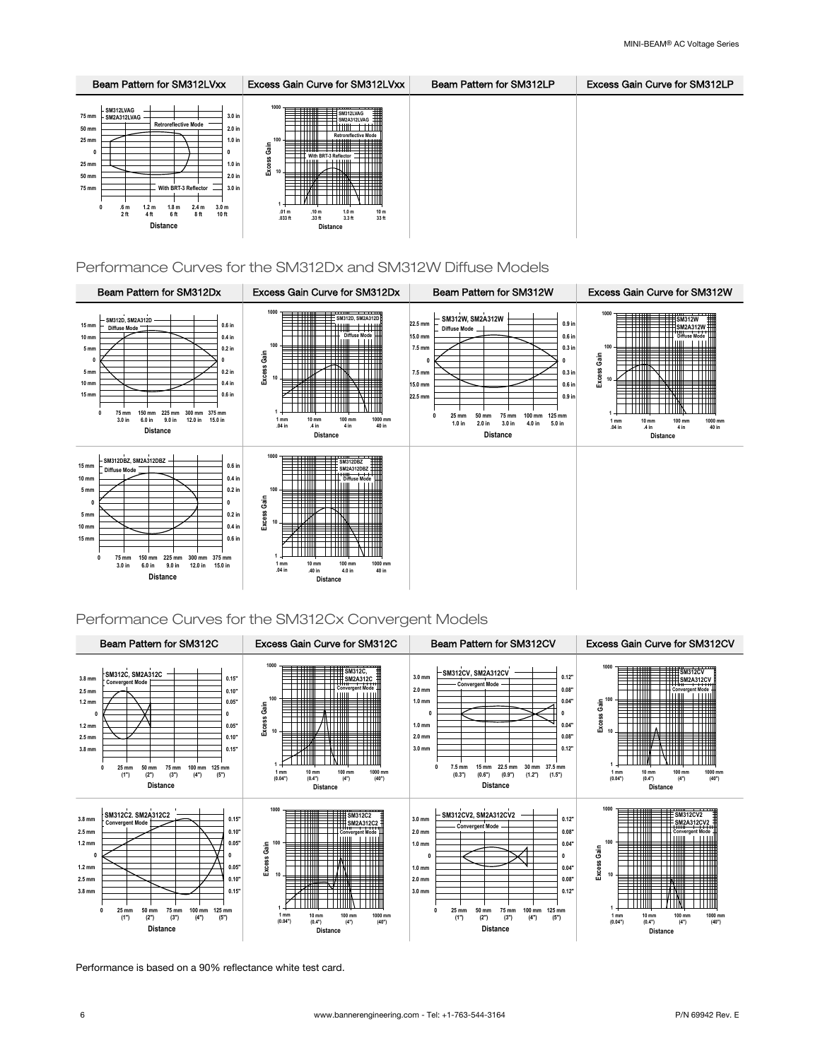| Beam Pattern for SM312LVxx | Excess Gain Curve for SM312LVxx | Beam Pattern for SM312LP | Excess Gain Curve for SM312LP |
| --- | --- | --- | --- |
| SM312LVAG, SM2A312LVAG, Retroreflective Mode, With BRT-3 Reflector | SM312LVAG, SM2A312LVAG, Retroreflective Mode, With BRT-3 Reflector | | |

## Performance Curves for the SM312Dx and SM312W Diffuse Models

| Beam Pattern for SM312Dx | Excess Gain Curve for SM312Dx | Beam Pattern for SM312W | Excess Gain Curve for SM312W |
| --- | --- | --- | --- |
| SM312D, SM2A312D, Diffuse Mode | SM312D, SM2A312D, Diffuse Mode | SM312W, SM2A312W, Diffuse Mode | SM312W, SM2A312W, Diffuse Mode |
| SM312DBZ, SM2A312DBZ, Diffuse Mode | SM312DBZ, SM2A312DBZ, Diffuse Mode | | |

## Performance Curves for the SM312Cx Convergent Models

| Beam Pattern for SM312C | Excess Gain Curve for SM312C | Beam Pattern for SM312CV | Excess Gain Curve for SM312CV |
| --- | --- | --- | --- |
| SM312C, SM2A312C, Convergent Mode | SM312C, SM2A312C | SM312CV, SM2A312CV, Convergent Mode | SM312CV, SM2A312CV, Convergent Mode |
| SM312C2. SM2A312C2, Convergent Mode | SM312C2, SM2A312C2, Convergent Mode | SM312CV2, SM2A312CV2, Convergent Mode | SM312CV2, SM2A312CV2, Convergent Mode |

Performance is based on a 90% reflectance white test card.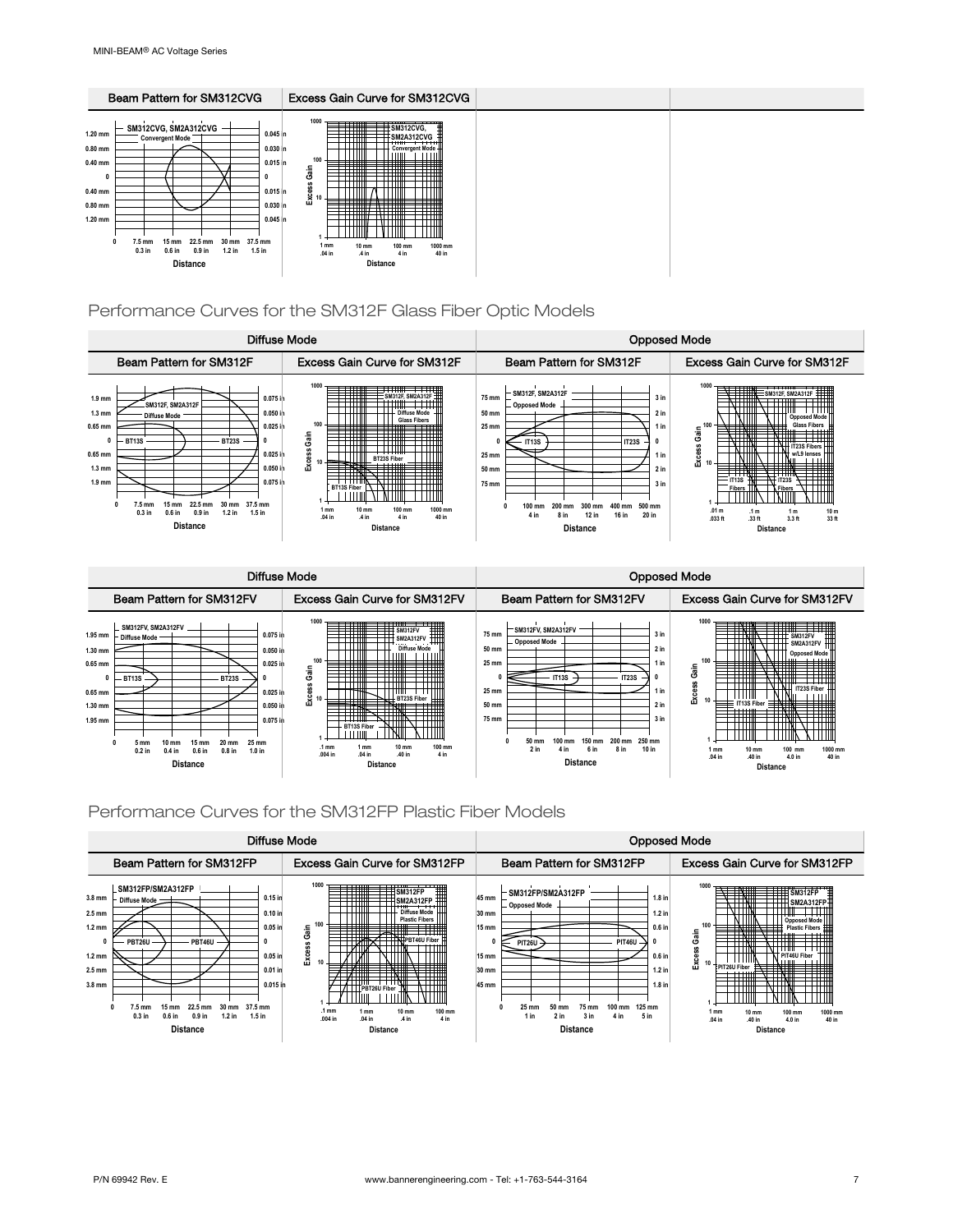| Beam Pattern for SM312CVG | Excess Gain Curve for SM312CVG | | |
|---|---|---|---|

SM312CVG, SM2A312CVG Convergent Mode

## Performance Curves for the SM312F Glass Fiber Optic Models

| Diffuse Mode | | Opposed Mode | |
|---|---|---|---|
| Beam Pattern for SM312F | Excess Gain Curve for SM312F | Beam Pattern for SM312F | Excess Gain Curve for SM312F |

| Diffuse Mode | | Opposed Mode | |
|---|---|---|---|
| Beam Pattern for SM312FV | Excess Gain Curve for SM312FV | Beam Pattern for SM312FV | Excess Gain Curve for SM312FV |

## Performance Curves for the SM312FP Plastic Fiber Models

| Diffuse Mode | | Opposed Mode | |
|---|---|---|---|
| Beam Pattern for SM312FP | Excess Gain Curve for SM312FP | Beam Pattern for SM312FP | Excess Gain Curve for SM312FP |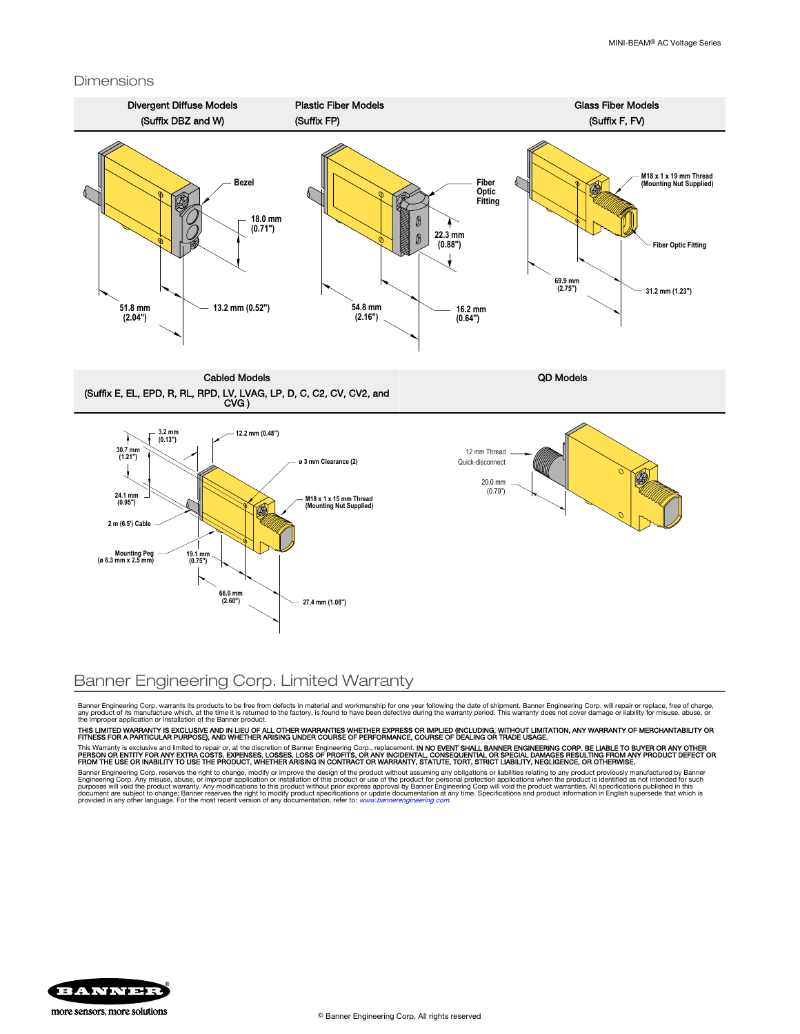## Dimensions

| Divergent Diffuse Models (Suffix DBZ and W) | Plastic Fiber Models (Suffix FP) | Glass Fiber Models (Suffix F, FV) |
|---|---|---|

Bezel
18.0 mm
(0.71")
51.8 mm
(2.04")
13.2 mm (0.52")

Fiber Optic Fitting
22.3 mm
(0.88")
54.8 mm
(2.16")
16.2 mm
(0.64")

M18 x 1 x 19 mm Thread (Mounting Nut Supplied)
Fiber Optic Fitting
69.9 mm
(2.75")
31.2 mm (1.23")

| Cabled Models (Suffix E, EL, EPD, R, RL, RPD, LV, LVAG, LP, D, C, C2, CV, CV2, and CVG ) | QD Models |
|---|---|

3.2 mm
(0.13")
12.2 mm (0.48")
30.7 mm
(1.21")
ø 3 mm Clearance (2)
24.1 mm
(0.95")
M18 x 1 x 15 mm Thread (Mounting Nut Supplied)
2 m (6.5') Cable
Mounting Peg
(ø 6.3 mm x 2.5 mm)
19.1 mm
(0.75")
66.0 mm
(2.60")
27.4 mm (1.08")

12 mm Thread Quick-disconnect
20.0 mm
(0.79")

## Banner Engineering Corp. Limited Warranty

Banner Engineering Corp. warrants its products to be free from defects in material and workmanship for one year following the date of shipment. Banner Engineering Corp. will repair or replace, free of charge, any product of its manufacture which, at the time it is returned to the factory, is found to have been defective during the warranty period. This warranty does not cover damage or liability for misuse, abuse, or the improper application or installation of the Banner product.

THIS LIMITED WARRANTY IS EXCLUSIVE AND IN LIEU OF ALL OTHER WARRANTIES WHETHER EXPRESS OR IMPLIED (INCLUDING, WITHOUT LIMITATION, ANY WARRANTY OF MERCHANTABILITY OR FITNESS FOR A PARTICULAR PURPOSE), AND WHETHER ARISING UNDER COURSE OF PERFORMANCE, COURSE OF DEALING OR TRADE USAGE.

This Warranty is exclusive and limited to repair or, at the discretion of Banner Engineering Corp., replacement. IN NO EVENT SHALL BANNER ENGINEERING CORP. BE LIABLE TO BUYER OR ANY OTHER PERSON OR ENTITY FOR ANY EXTRA COSTS, EXPENSES, LOSSES, LOSS OF PROFITS, OR ANY INCIDENTAL, CONSEQUENTIAL OR SPECIAL DAMAGES RESULTING FROM ANY PRODUCT DEFECT OR FROM THE USE OR INABILITY TO USE THE PRODUCT, WHETHER ARISING IN CONTRACT OR WARRANTY, STATUTE, TORT, STRICT LIABILITY, NEGLIGENCE, OR OTHERWISE.

Banner Engineering Corp. reserves the right to change, modify or improve the design of the product without assuming any obligations or liabilities relating to any product previously manufactured by Banner Engineering Corp. Any misuse, abuse, or improper application or installation of this product or use of the product for personal protection applications when the product is identified as not intended for such purposes will void the product warranty. Any modifications to this product without prior express approval by Banner Engineering Corp will void the product warranties. All specifications published in this document are subject to change; Banner reserves the right to modify product specifications or update documentation at any time. Specifications and product information in English supersede that which is provided in any other language. For the most recent version of any documentation, refer to: www.bannerengineering.com.

© Banner Engineering Corp. All rights reserved